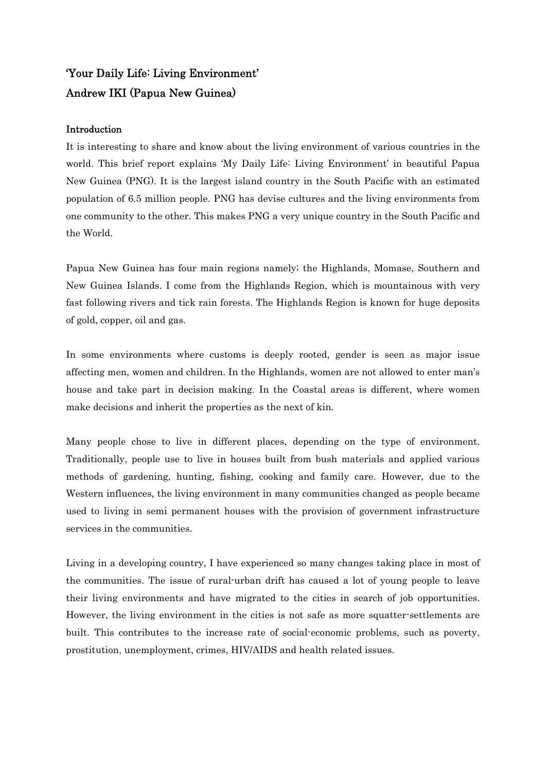# 'Your Daily Life: Living Environment'
# Andrew IKI (Papua New Guinea)

## Introduction

It is interesting to share and know about the living environment of various countries in the world. This brief report explains 'My Daily Life: Living Environment' in beautiful Papua New Guinea (PNG). It is the largest island country in the South Pacific with an estimated population of 6.5 million people. PNG has devise cultures and the living environments from one community to the other. This makes PNG a very unique country in the South Pacific and the World.

Papua New Guinea has four main regions namely; the Highlands, Momase, Southern and New Guinea Islands. I come from the Highlands Region, which is mountainous with very fast following rivers and tick rain forests. The Highlands Region is known for huge deposits of gold, copper, oil and gas.

In some environments where customs is deeply rooted, gender is seen as major issue affecting men, women and children. In the Highlands, women are not allowed to enter man's house and take part in decision making. In the Coastal areas is different, where women make decisions and inherit the properties as the next of kin.

Many people chose to live in different places, depending on the type of environment. Traditionally, people use to live in houses built from bush materials and applied various methods of gardening, hunting, fishing, cooking and family care. However, due to the Western influences, the living environment in many communities changed as people became used to living in semi permanent houses with the provision of government infrastructure services in the communities.

Living in a developing country, I have experienced so many changes taking place in most of the communities. The issue of rural-urban drift has caused a lot of young people to leave their living environments and have migrated to the cities in search of job opportunities. However, the living environment in the cities is not safe as more squatter-settlements are built. This contributes to the increase rate of social-economic problems, such as poverty, prostitution, unemployment, crimes, HIV/AIDS and health related issues.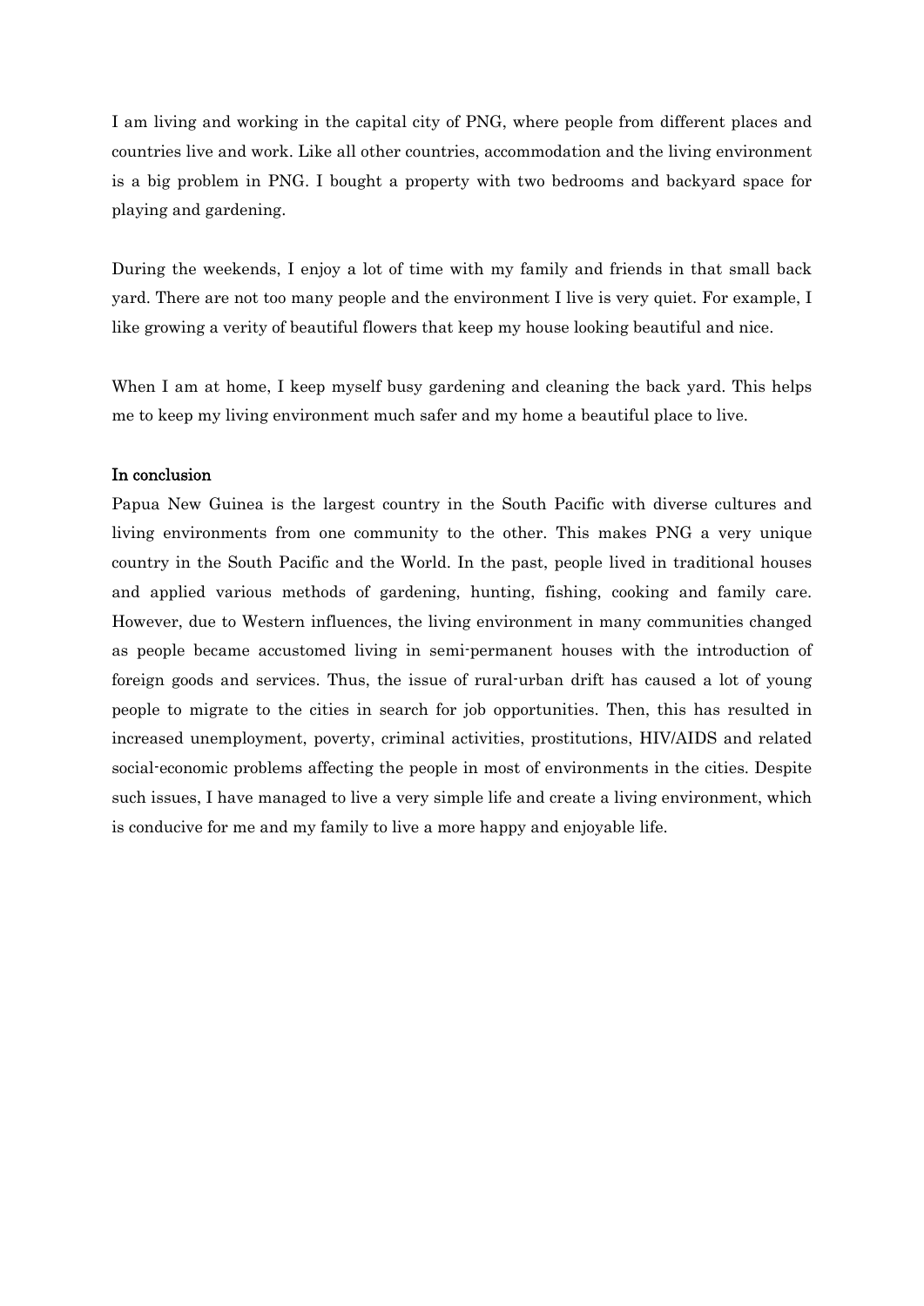I am living and working in the capital city of PNG, where people from different places and countries live and work. Like all other countries, accommodation and the living environment is a big problem in PNG. I bought a property with two bedrooms and backyard space for playing and gardening.

During the weekends, I enjoy a lot of time with my family and friends in that small back yard. There are not too many people and the environment I live is very quiet. For example, I like growing a verity of beautiful flowers that keep my house looking beautiful and nice.

When I am at home, I keep myself busy gardening and cleaning the back yard. This helps me to keep my living environment much safer and my home a beautiful place to live.

In conclusion

Papua New Guinea is the largest country in the South Pacific with diverse cultures and living environments from one community to the other. This makes PNG a very unique country in the South Pacific and the World. In the past, people lived in traditional houses and applied various methods of gardening, hunting, fishing, cooking and family care. However, due to Western influences, the living environment in many communities changed as people became accustomed living in semi-permanent houses with the introduction of foreign goods and services. Thus, the issue of rural-urban drift has caused a lot of young people to migrate to the cities in search for job opportunities. Then, this has resulted in increased unemployment, poverty, criminal activities, prostitutions, HIV/AIDS and related social-economic problems affecting the people in most of environments in the cities. Despite such issues, I have managed to live a very simple life and create a living environment, which is conducive for me and my family to live a more happy and enjoyable life.